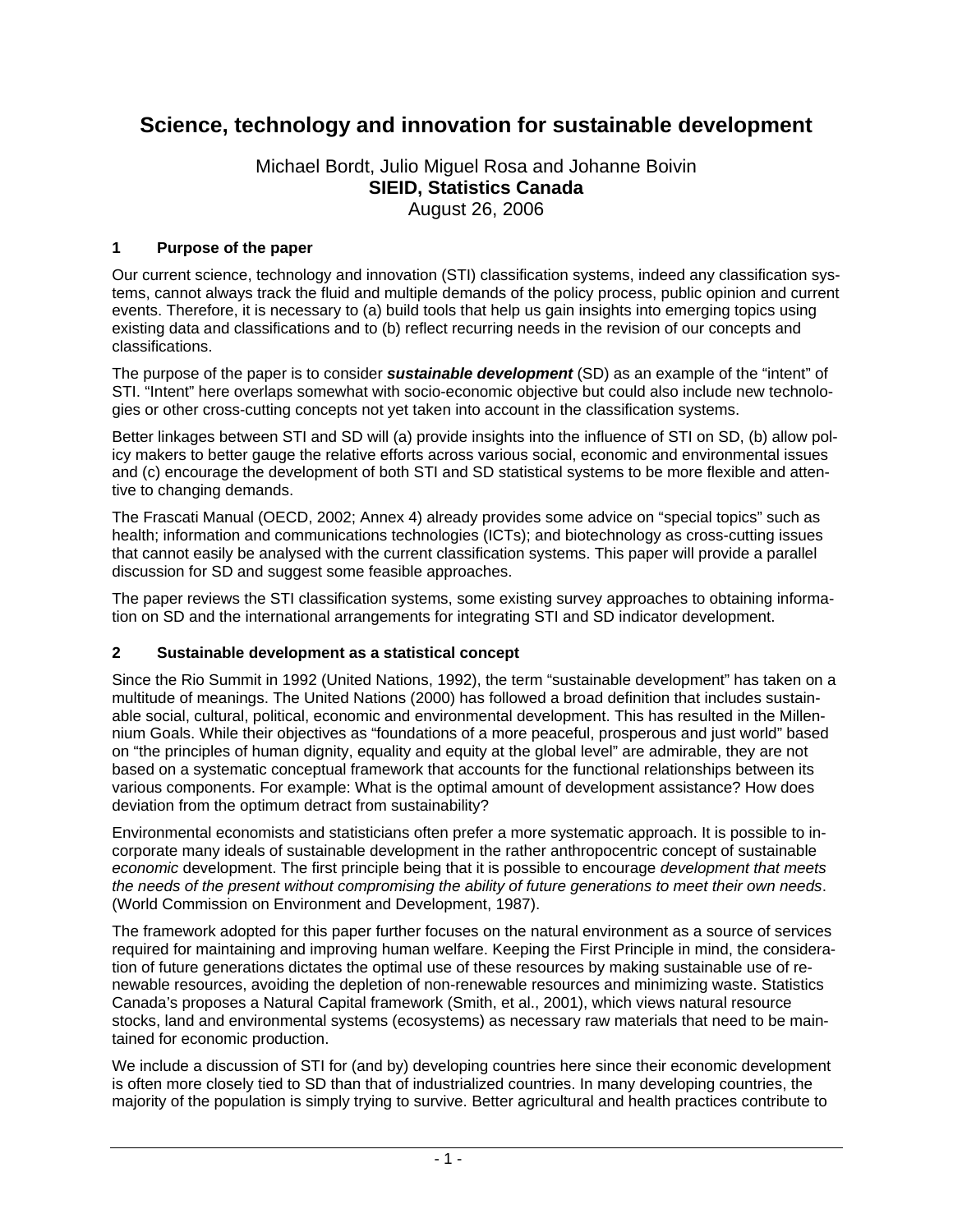# Science, technology and innovation for sustainable development

Michael Bordt, Julio Miguel Rosa and Johanne Boivin
**SIEID, Statistics Canada**
August 26, 2006

## 1 Purpose of the paper

Our current science, technology and innovation (STI) classification systems, indeed any classification systems, cannot always track the fluid and multiple demands of the policy process, public opinion and current events. Therefore, it is necessary to (a) build tools that help us gain insights into emerging topics using existing data and classifications and to (b) reflect recurring needs in the revision of our concepts and classifications.

The purpose of the paper is to consider ***sustainable development*** (SD) as an example of the "intent" of STI. "Intent" here overlaps somewhat with socio-economic objective but could also include new technologies or other cross-cutting concepts not yet taken into account in the classification systems.

Better linkages between STI and SD will (a) provide insights into the influence of STI on SD, (b) allow policy makers to better gauge the relative efforts across various social, economic and environmental issues and (c) encourage the development of both STI and SD statistical systems to be more flexible and attentive to changing demands.

The Frascati Manual (OECD, 2002; Annex 4) already provides some advice on "special topics" such as health; information and communications technologies (ICTs); and biotechnology as cross-cutting issues that cannot easily be analysed with the current classification systems. This paper will provide a parallel discussion for SD and suggest some feasible approaches.

The paper reviews the STI classification systems, some existing survey approaches to obtaining information on SD and the international arrangements for integrating STI and SD indicator development.

## 2 Sustainable development as a statistical concept

Since the Rio Summit in 1992 (United Nations, 1992), the term "sustainable development" has taken on a multitude of meanings. The United Nations (2000) has followed a broad definition that includes sustainable social, cultural, political, economic and environmental development. This has resulted in the Millennium Goals. While their objectives as "foundations of a more peaceful, prosperous and just world" based on "the principles of human dignity, equality and equity at the global level" are admirable, they are not based on a systematic conceptual framework that accounts for the functional relationships between its various components. For example: What is the optimal amount of development assistance? How does deviation from the optimum detract from sustainability?

Environmental economists and statisticians often prefer a more systematic approach. It is possible to incorporate many ideals of sustainable development in the rather anthropocentric concept of sustainable *economic* development. The first principle being that it is possible to encourage *development that meets the needs of the present without compromising the ability of future generations to meet their own needs*. (World Commission on Environment and Development, 1987).

The framework adopted for this paper further focuses on the natural environment as a source of services required for maintaining and improving human welfare. Keeping the First Principle in mind, the consideration of future generations dictates the optimal use of these resources by making sustainable use of renewable resources, avoiding the depletion of non-renewable resources and minimizing waste. Statistics Canada's proposes a Natural Capital framework (Smith, et al., 2001), which views natural resource stocks, land and environmental systems (ecosystems) as necessary raw materials that need to be maintained for economic production.

We include a discussion of STI for (and by) developing countries here since their economic development is often more closely tied to SD than that of industrialized countries. In many developing countries, the majority of the population is simply trying to survive. Better agricultural and health practices contribute to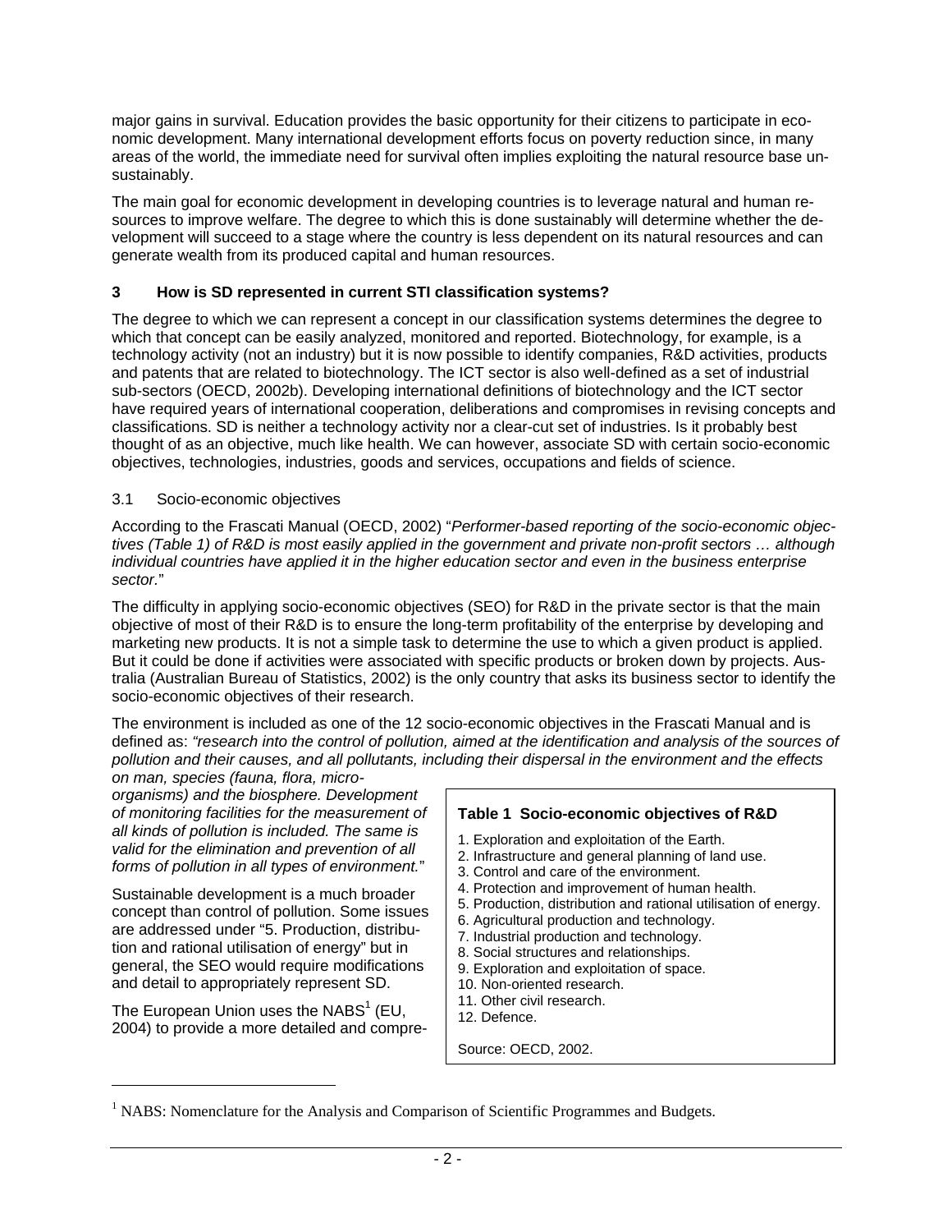major gains in survival. Education provides the basic opportunity for their citizens to participate in economic development. Many international development efforts focus on poverty reduction since, in many areas of the world, the immediate need for survival often implies exploiting the natural resource base unsustainably.

The main goal for economic development in developing countries is to leverage natural and human resources to improve welfare. The degree to which this is done sustainably will determine whether the development will succeed to a stage where the country is less dependent on its natural resources and can generate wealth from its produced capital and human resources.

## 3 How is SD represented in current STI classification systems?

The degree to which we can represent a concept in our classification systems determines the degree to which that concept can be easily analyzed, monitored and reported. Biotechnology, for example, is a technology activity (not an industry) but it is now possible to identify companies, R&D activities, products and patents that are related to biotechnology. The ICT sector is also well-defined as a set of industrial sub-sectors (OECD, 2002b). Developing international definitions of biotechnology and the ICT sector have required years of international cooperation, deliberations and compromises in revising concepts and classifications. SD is neither a technology activity nor a clear-cut set of industries. Is it probably best thought of as an objective, much like health. We can however, associate SD with certain socio-economic objectives, technologies, industries, goods and services, occupations and fields of science.

### 3.1 Socio-economic objectives

According to the Frascati Manual (OECD, 2002) "*Performer-based reporting of the socio-economic objectives (Table 1) of R&D is most easily applied in the government and private non-profit sectors … although individual countries have applied it in the higher education sector and even in the business enterprise sector.*"

The difficulty in applying socio-economic objectives (SEO) for R&D in the private sector is that the main objective of most of their R&D is to ensure the long-term profitability of the enterprise by developing and marketing new products. It is not a simple task to determine the use to which a given product is applied. But it could be done if activities were associated with specific products or broken down by projects. Australia (Australian Bureau of Statistics, 2002) is the only country that asks its business sector to identify the socio-economic objectives of their research.

The environment is included as one of the 12 socio-economic objectives in the Frascati Manual and is defined as: *"research into the control of pollution, aimed at the identification and analysis of the sources of pollution and their causes, and all pollutants, including their dispersal in the environment and the effects on man, species (fauna, flora, micro-organisms) and the biosphere. Development of monitoring facilities for the measurement of all kinds of pollution is included. The same is valid for the elimination and prevention of all forms of pollution in all types of environment.*"

Sustainable development is a much broader concept than control of pollution. Some issues are addressed under "5. Production, distribution and rational utilisation of energy" but in general, the SEO would require modifications and detail to appropriately represent SD.

The European Union uses the NABS[1] (EU, 2004) to provide a more detailed and compre-

**Table 1 Socio-economic objectives of R&D**

1. Exploration and exploitation of the Earth.
2. Infrastructure and general planning of land use.
3. Control and care of the environment.
4. Protection and improvement of human health.
5. Production, distribution and rational utilisation of energy.
6. Agricultural production and technology.
7. Industrial production and technology.
8. Social structures and relationships.
9. Exploration and exploitation of space.
10. Non-oriented research.
11. Other civil research.
12. Defence.

Source: OECD, 2002.

[1] NABS: Nomenclature for the Analysis and Comparison of Scientific Programmes and Budgets.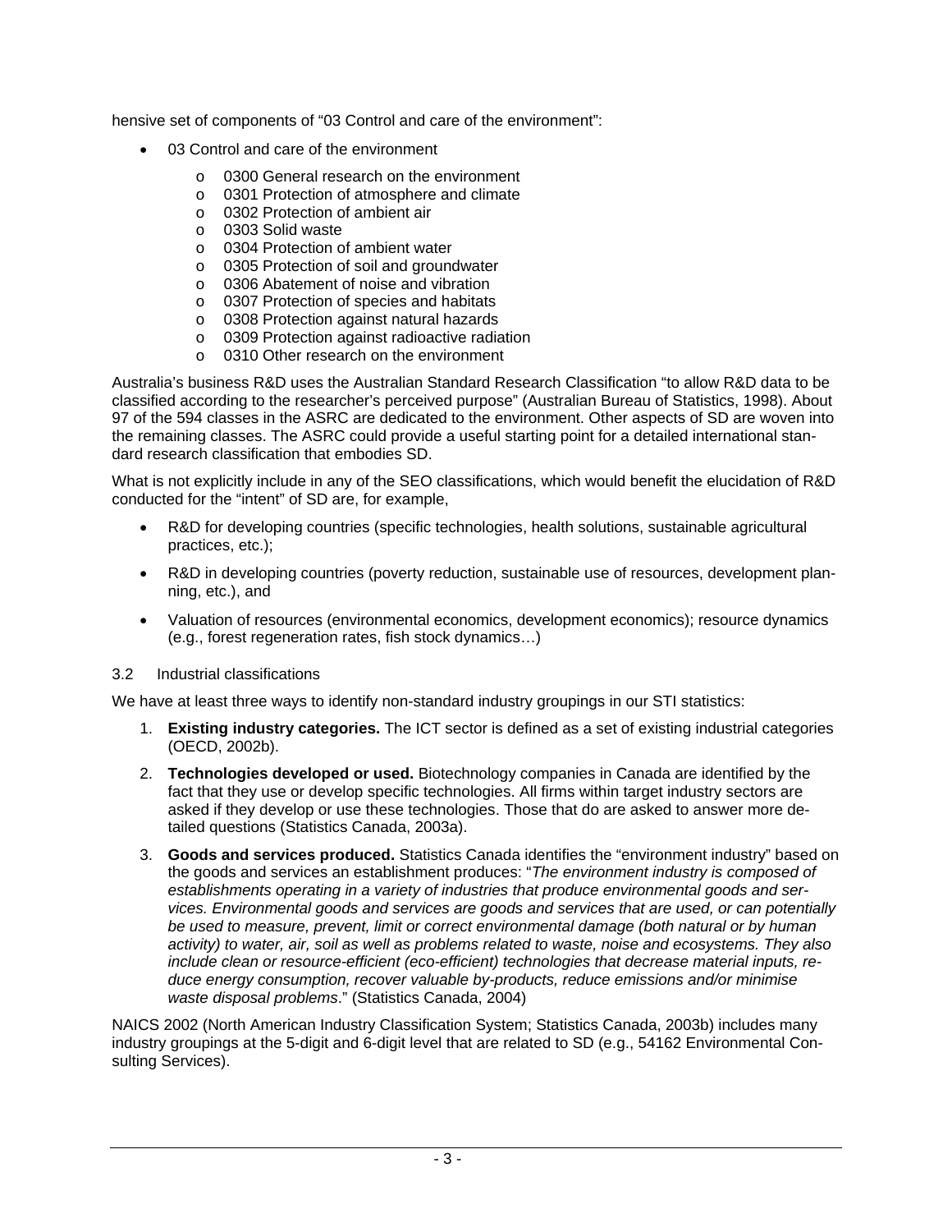hensive set of components of “03 Control and care of the environment”:

- 03 Control and care of the environment
    - 0300 General research on the environment
    - 0301 Protection of atmosphere and climate
    - 0302 Protection of ambient air
    - 0303 Solid waste
    - 0304 Protection of ambient water
    - 0305 Protection of soil and groundwater
    - 0306 Abatement of noise and vibration
    - 0307 Protection of species and habitats
    - 0308 Protection against natural hazards
    - 0309 Protection against radioactive radiation
    - 0310 Other research on the environment

Australia’s business R&D uses the Australian Standard Research Classification “to allow R&D data to be classified according to the researcher’s perceived purpose” (Australian Bureau of Statistics, 1998). About 97 of the 594 classes in the ASRC are dedicated to the environment. Other aspects of SD are woven into the remaining classes. The ASRC could provide a useful starting point for a detailed international standard research classification that embodies SD.

What is not explicitly include in any of the SEO classifications, which would benefit the elucidation of R&D conducted for the “intent” of SD are, for example,

- R&D for developing countries (specific technologies, health solutions, sustainable agricultural practices, etc.);
- R&D in developing countries (poverty reduction, sustainable use of resources, development planning, etc.), and
- Valuation of resources (environmental economics, development economics); resource dynamics (e.g., forest regeneration rates, fish stock dynamics…)

### 3.2 Industrial classifications

We have at least three ways to identify non-standard industry groupings in our STI statistics:

1. **Existing industry categories.** The ICT sector is defined as a set of existing industrial categories (OECD, 2002b).
2. **Technologies developed or used.** Biotechnology companies in Canada are identified by the fact that they use or develop specific technologies. All firms within target industry sectors are asked if they develop or use these technologies. Those that do are asked to answer more detailed questions (Statistics Canada, 2003a).
3. **Goods and services produced.** Statistics Canada identifies the “environment industry” based on the goods and services an establishment produces: “*The environment industry is composed of establishments operating in a variety of industries that produce environmental goods and services. Environmental goods and services are goods and services that are used, or can potentially be used to measure, prevent, limit or correct environmental damage (both natural or by human activity) to water, air, soil as well as problems related to waste, noise and ecosystems. They also include clean or resource-efficient (eco-efficient) technologies that decrease material inputs, reduce energy consumption, recover valuable by-products, reduce emissions and/or minimise waste disposal problems*.” (Statistics Canada, 2004)

NAICS 2002 (North American Industry Classification System; Statistics Canada, 2003b) includes many industry groupings at the 5-digit and 6-digit level that are related to SD (e.g., 54162 Environmental Consulting Services).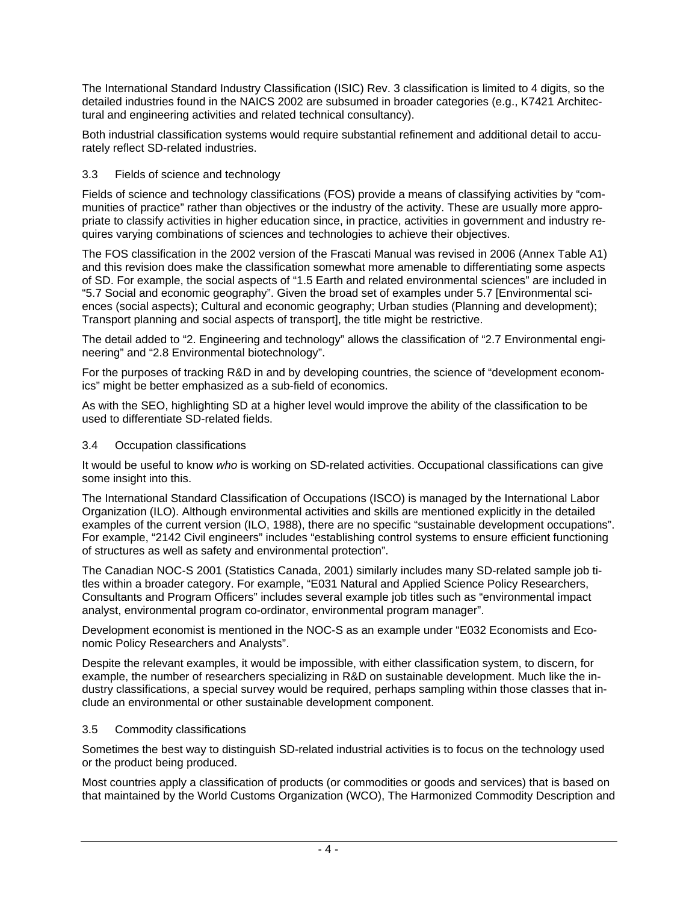The International Standard Industry Classification (ISIC) Rev. 3 classification is limited to 4 digits, so the detailed industries found in the NAICS 2002 are subsumed in broader categories (e.g., K7421 Architectural and engineering activities and related technical consultancy).

Both industrial classification systems would require substantial refinement and additional detail to accurately reflect SD-related industries.

### 3.3 Fields of science and technology

Fields of science and technology classifications (FOS) provide a means of classifying activities by "communities of practice" rather than objectives or the industry of the activity. These are usually more appropriate to classify activities in higher education since, in practice, activities in government and industry requires varying combinations of sciences and technologies to achieve their objectives.

The FOS classification in the 2002 version of the Frascati Manual was revised in 2006 (Annex Table A1) and this revision does make the classification somewhat more amenable to differentiating some aspects of SD. For example, the social aspects of "1.5 Earth and related environmental sciences" are included in "5.7 Social and economic geography". Given the broad set of examples under 5.7 [Environmental sciences (social aspects); Cultural and economic geography; Urban studies (Planning and development); Transport planning and social aspects of transport], the title might be restrictive.

The detail added to "2. Engineering and technology" allows the classification of "2.7 Environmental engineering" and "2.8 Environmental biotechnology".

For the purposes of tracking R&D in and by developing countries, the science of "development economics" might be better emphasized as a sub-field of economics.

As with the SEO, highlighting SD at a higher level would improve the ability of the classification to be used to differentiate SD-related fields.

### 3.4 Occupation classifications

It would be useful to know *who* is working on SD-related activities. Occupational classifications can give some insight into this.

The International Standard Classification of Occupations (ISCO) is managed by the International Labor Organization (ILO). Although environmental activities and skills are mentioned explicitly in the detailed examples of the current version (ILO, 1988), there are no specific "sustainable development occupations". For example, "2142 Civil engineers" includes "establishing control systems to ensure efficient functioning of structures as well as safety and environmental protection".

The Canadian NOC-S 2001 (Statistics Canada, 2001) similarly includes many SD-related sample job titles within a broader category. For example, "E031 Natural and Applied Science Policy Researchers, Consultants and Program Officers" includes several example job titles such as "environmental impact analyst, environmental program co-ordinator, environmental program manager".

Development economist is mentioned in the NOC-S as an example under "E032 Economists and Economic Policy Researchers and Analysts".

Despite the relevant examples, it would be impossible, with either classification system, to discern, for example, the number of researchers specializing in R&D on sustainable development. Much like the industry classifications, a special survey would be required, perhaps sampling within those classes that include an environmental or other sustainable development component.

### 3.5 Commodity classifications

Sometimes the best way to distinguish SD-related industrial activities is to focus on the technology used or the product being produced.

Most countries apply a classification of products (or commodities or goods and services) that is based on that maintained by the World Customs Organization (WCO), The Harmonized Commodity Description and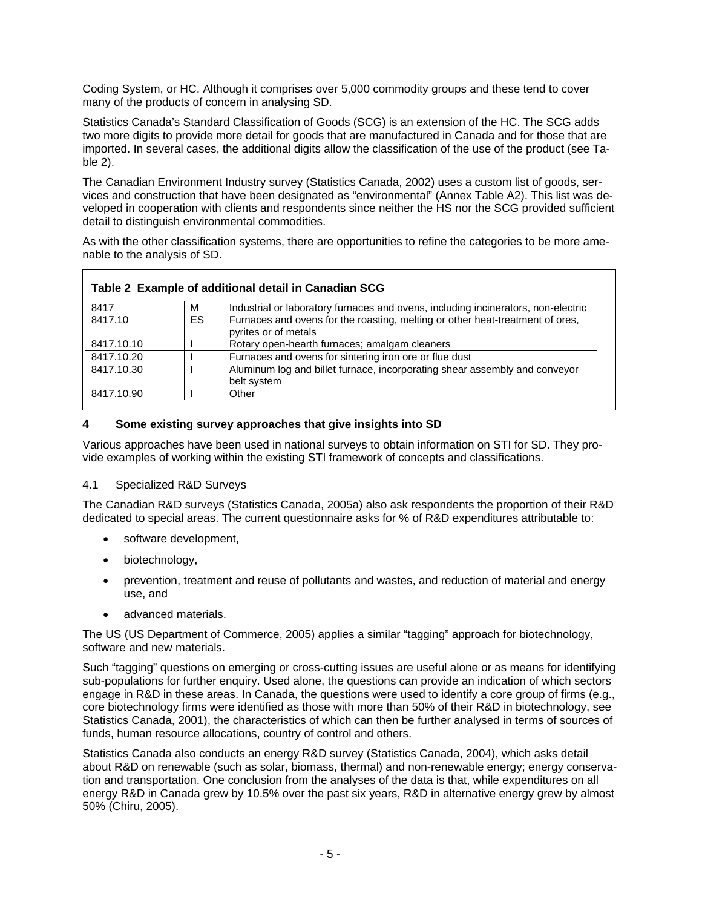Coding System, or HC. Although it comprises over 5,000 commodity groups and these tend to cover many of the products of concern in analysing SD.

Statistics Canada's Standard Classification of Goods (SCG) is an extension of the HC. The SCG adds two more digits to provide more detail for goods that are manufactured in Canada and for those that are imported. In several cases, the additional digits allow the classification of the use of the product (see Table 2).

The Canadian Environment Industry survey (Statistics Canada, 2002) uses a custom list of goods, services and construction that have been designated as "environmental" (Annex Table A2). This list was developed in cooperation with clients and respondents since neither the HS nor the SCG provided sufficient detail to distinguish environmental commodities.

As with the other classification systems, there are opportunities to refine the categories to be more amenable to the analysis of SD.

**Table 2 Example of additional detail in Canadian SCG**

| | | |
|---|---|---|
| 8417 | M | Industrial or laboratory furnaces and ovens, including incinerators, non-electric |
| 8417.10 | ES | Furnaces and ovens for the roasting, melting or other heat-treatment of ores, pyrites or of metals |
| 8417.10.10 | I | Rotary open-hearth furnaces; amalgam cleaners |
| 8417.10.20 | I | Furnaces and ovens for sintering iron ore or flue dust |
| 8417.10.30 | I | Aluminum log and billet furnace, incorporating shear assembly and conveyor belt system |
| 8417.10.90 | I | Other |

## 4 Some existing survey approaches that give insights into SD

Various approaches have been used in national surveys to obtain information on STI for SD. They provide examples of working within the existing STI framework of concepts and classifications.

### 4.1 Specialized R&D Surveys

The Canadian R&D surveys (Statistics Canada, 2005a) also ask respondents the proportion of their R&D dedicated to special areas. The current questionnaire asks for % of R&D expenditures attributable to:

- software development,
- biotechnology,
- prevention, treatment and reuse of pollutants and wastes, and reduction of material and energy use, and
- advanced materials.

The US (US Department of Commerce, 2005) applies a similar "tagging" approach for biotechnology, software and new materials.

Such "tagging" questions on emerging or cross-cutting issues are useful alone or as means for identifying sub-populations for further enquiry. Used alone, the questions can provide an indication of which sectors engage in R&D in these areas. In Canada, the questions were used to identify a core group of firms (e.g., core biotechnology firms were identified as those with more than 50% of their R&D in biotechnology, see Statistics Canada, 2001), the characteristics of which can then be further analysed in terms of sources of funds, human resource allocations, country of control and others.

Statistics Canada also conducts an energy R&D survey (Statistics Canada, 2004), which asks detail about R&D on renewable (such as solar, biomass, thermal) and non-renewable energy; energy conservation and transportation. One conclusion from the analyses of the data is that, while expenditures on all energy R&D in Canada grew by 10.5% over the past six years, R&D in alternative energy grew by almost 50% (Chiru, 2005).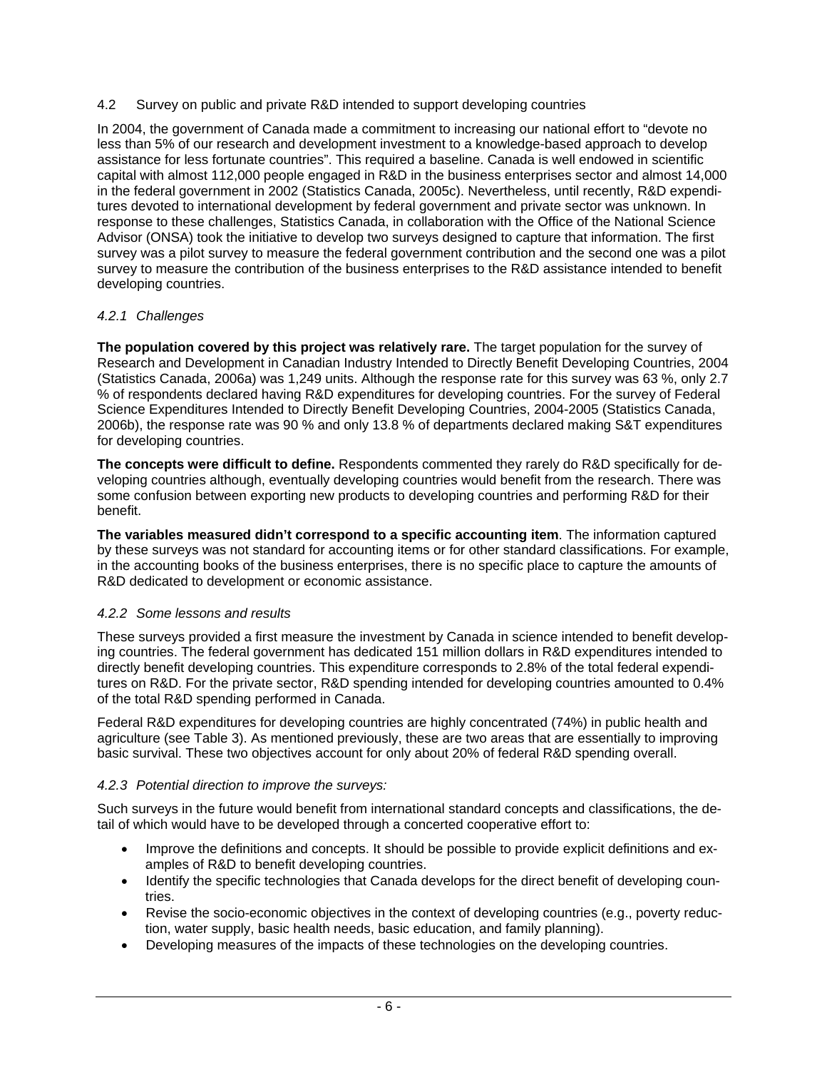### 4.2 Survey on public and private R&D intended to support developing countries

In 2004, the government of Canada made a commitment to increasing our national effort to "devote no less than 5% of our research and development investment to a knowledge-based approach to develop assistance for less fortunate countries". This required a baseline. Canada is well endowed in scientific capital with almost 112,000 people engaged in R&D in the business enterprises sector and almost 14,000 in the federal government in 2002 (Statistics Canada, 2005c). Nevertheless, until recently, R&D expenditures devoted to international development by federal government and private sector was unknown. In response to these challenges, Statistics Canada, in collaboration with the Office of the National Science Advisor (ONSA) took the initiative to develop two surveys designed to capture that information. The first survey was a pilot survey to measure the federal government contribution and the second one was a pilot survey to measure the contribution of the business enterprises to the R&D assistance intended to benefit developing countries.

#### *4.2.1 Challenges*

**The population covered by this project was relatively rare.** The target population for the survey of Research and Development in Canadian Industry Intended to Directly Benefit Developing Countries, 2004 (Statistics Canada, 2006a) was 1,249 units. Although the response rate for this survey was 63 %, only 2.7 % of respondents declared having R&D expenditures for developing countries. For the survey of Federal Science Expenditures Intended to Directly Benefit Developing Countries, 2004-2005 (Statistics Canada, 2006b), the response rate was 90 % and only 13.8 % of departments declared making S&T expenditures for developing countries.

**The concepts were difficult to define.** Respondents commented they rarely do R&D specifically for developing countries although, eventually developing countries would benefit from the research. There was some confusion between exporting new products to developing countries and performing R&D for their benefit.

**The variables measured didn't correspond to a specific accounting item**. The information captured by these surveys was not standard for accounting items or for other standard classifications. For example, in the accounting books of the business enterprises, there is no specific place to capture the amounts of R&D dedicated to development or economic assistance.

#### *4.2.2 Some lessons and results*

These surveys provided a first measure the investment by Canada in science intended to benefit developing countries. The federal government has dedicated 151 million dollars in R&D expenditures intended to directly benefit developing countries. This expenditure corresponds to 2.8% of the total federal expenditures on R&D. For the private sector, R&D spending intended for developing countries amounted to 0.4% of the total R&D spending performed in Canada.

Federal R&D expenditures for developing countries are highly concentrated (74%) in public health and agriculture (see Table 3). As mentioned previously, these are two areas that are essentially to improving basic survival. These two objectives account for only about 20% of federal R&D spending overall.

#### *4.2.3 Potential direction to improve the surveys:*

Such surveys in the future would benefit from international standard concepts and classifications, the detail of which would have to be developed through a concerted cooperative effort to:

- Improve the definitions and concepts. It should be possible to provide explicit definitions and examples of R&D to benefit developing countries.
- Identify the specific technologies that Canada develops for the direct benefit of developing countries.
- Revise the socio-economic objectives in the context of developing countries (e.g., poverty reduction, water supply, basic health needs, basic education, and family planning).
- Developing measures of the impacts of these technologies on the developing countries.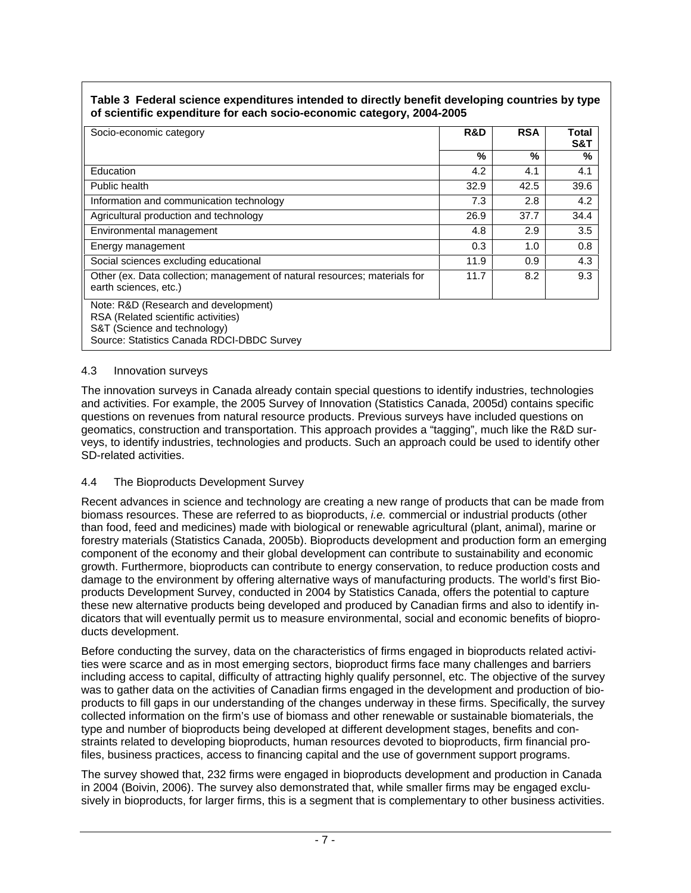**Table 3 Federal science expenditures intended to directly benefit developing countries by type of scientific expenditure for each socio-economic category, 2004-2005**

| Socio-economic category | R&D | RSA | Total S&T |
|---|---|---|---|
| | % | % | % |
| Education | 4.2 | 4.1 | 4.1 |
| Public health | 32.9 | 42.5 | 39.6 |
| Information and communication technology | 7.3 | 2.8 | 4.2 |
| Agricultural production and technology | 26.9 | 37.7 | 34.4 |
| Environmental management | 4.8 | 2.9 | 3.5 |
| Energy management | 0.3 | 1.0 | 0.8 |
| Social sciences excluding educational | 11.9 | 0.9 | 4.3 |
| Other (ex. Data collection; management of natural resources; materials for earth sciences, etc.) | 11.7 | 8.2 | 9.3 |

Note: R&D (Research and development)
RSA (Related scientific activities)
S&T (Science and technology)
Source: Statistics Canada RDCI-DBDC Survey

### 4.3 Innovation surveys

The innovation surveys in Canada already contain special questions to identify industries, technologies and activities. For example, the 2005 Survey of Innovation (Statistics Canada, 2005d) contains specific questions on revenues from natural resource products. Previous surveys have included questions on geomatics, construction and transportation. This approach provides a "tagging", much like the R&D surveys, to identify industries, technologies and products. Such an approach could be used to identify other SD-related activities.

### 4.4 The Bioproducts Development Survey

Recent advances in science and technology are creating a new range of products that can be made from biomass resources. These are referred to as bioproducts, *i.e.* commercial or industrial products (other than food, feed and medicines) made with biological or renewable agricultural (plant, animal), marine or forestry materials (Statistics Canada, 2005b). Bioproducts development and production form an emerging component of the economy and their global development can contribute to sustainability and economic growth. Furthermore, bioproducts can contribute to energy conservation, to reduce production costs and damage to the environment by offering alternative ways of manufacturing products. The world's first Bioproducts Development Survey, conducted in 2004 by Statistics Canada, offers the potential to capture these new alternative products being developed and produced by Canadian firms and also to identify indicators that will eventually permit us to measure environmental, social and economic benefits of bioproducts development.

Before conducting the survey, data on the characteristics of firms engaged in bioproducts related activities were scarce and as in most emerging sectors, bioproduct firms face many challenges and barriers including access to capital, difficulty of attracting highly qualify personnel, etc. The objective of the survey was to gather data on the activities of Canadian firms engaged in the development and production of bioproducts to fill gaps in our understanding of the changes underway in these firms. Specifically, the survey collected information on the firm's use of biomass and other renewable or sustainable biomaterials, the type and number of bioproducts being developed at different development stages, benefits and constraints related to developing bioproducts, human resources devoted to bioproducts, firm financial profiles, business practices, access to financing capital and the use of government support programs.

The survey showed that, 232 firms were engaged in bioproducts development and production in Canada in 2004 (Boivin, 2006). The survey also demonstrated that, while smaller firms may be engaged exclusively in bioproducts, for larger firms, this is a segment that is complementary to other business activities.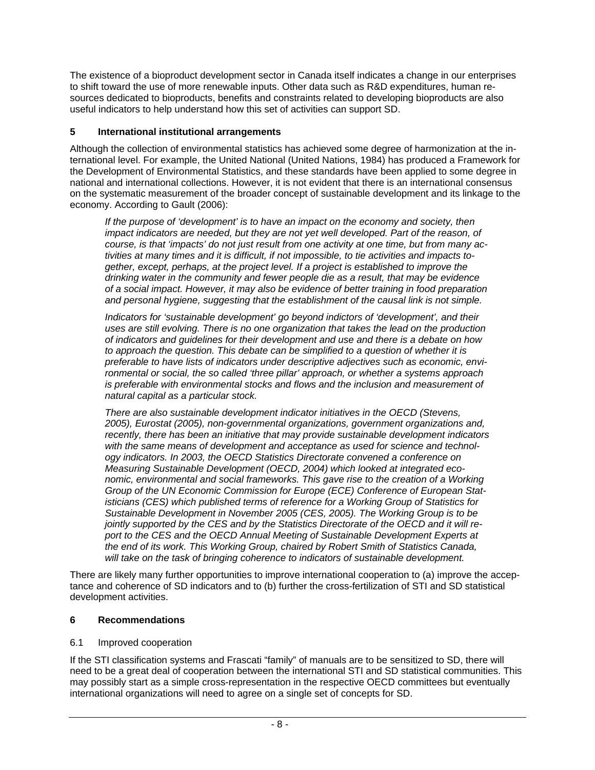The existence of a bioproduct development sector in Canada itself indicates a change in our enterprises to shift toward the use of more renewable inputs. Other data such as R&D expenditures, human resources dedicated to bioproducts, benefits and constraints related to developing bioproducts are also useful indicators to help understand how this set of activities can support SD.

## 5 International institutional arrangements

Although the collection of environmental statistics has achieved some degree of harmonization at the international level. For example, the United National (United Nations, 1984) has produced a Framework for the Development of Environmental Statistics, and these standards have been applied to some degree in national and international collections. However, it is not evident that there is an international consensus on the systematic measurement of the broader concept of sustainable development and its linkage to the economy. According to Gault (2006):

> *If the purpose of 'development' is to have an impact on the economy and society, then impact indicators are needed, but they are not yet well developed. Part of the reason, of course, is that 'impacts' do not just result from one activity at one time, but from many activities at many times and it is difficult, if not impossible, to tie activities and impacts together, except, perhaps, at the project level. If a project is established to improve the drinking water in the community and fewer people die as a result, that may be evidence of a social impact. However, it may also be evidence of better training in food preparation and personal hygiene, suggesting that the establishment of the causal link is not simple.*
>
> *Indicators for 'sustainable development' go beyond indictors of 'development', and their uses are still evolving. There is no one organization that takes the lead on the production of indicators and guidelines for their development and use and there is a debate on how to approach the question. This debate can be simplified to a question of whether it is preferable to have lists of indicators under descriptive adjectives such as economic, environmental or social, the so called 'three pillar' approach, or whether a systems approach is preferable with environmental stocks and flows and the inclusion and measurement of natural capital as a particular stock.*
>
> *There are also sustainable development indicator initiatives in the OECD (Stevens, 2005), Eurostat (2005), non-governmental organizations, government organizations and, recently, there has been an initiative that may provide sustainable development indicators with the same means of development and acceptance as used for science and technology indicators. In 2003, the OECD Statistics Directorate convened a conference on Measuring Sustainable Development (OECD, 2004) which looked at integrated economic, environmental and social frameworks. This gave rise to the creation of a Working Group of the UN Economic Commission for Europe (ECE) Conference of European Statisticians (CES) which published terms of reference for a Working Group of Statistics for Sustainable Development in November 2005 (CES, 2005). The Working Group is to be jointly supported by the CES and by the Statistics Directorate of the OECD and it will report to the CES and the OECD Annual Meeting of Sustainable Development Experts at the end of its work. This Working Group, chaired by Robert Smith of Statistics Canada, will take on the task of bringing coherence to indicators of sustainable development.*

There are likely many further opportunities to improve international cooperation to (a) improve the acceptance and coherence of SD indicators and to (b) further the cross-fertilization of STI and SD statistical development activities.

## 6 Recommendations

### 6.1 Improved cooperation

If the STI classification systems and Frascati "family" of manuals are to be sensitized to SD, there will need to be a great deal of cooperation between the international STI and SD statistical communities. This may possibly start as a simple cross-representation in the respective OECD committees but eventually international organizations will need to agree on a single set of concepts for SD.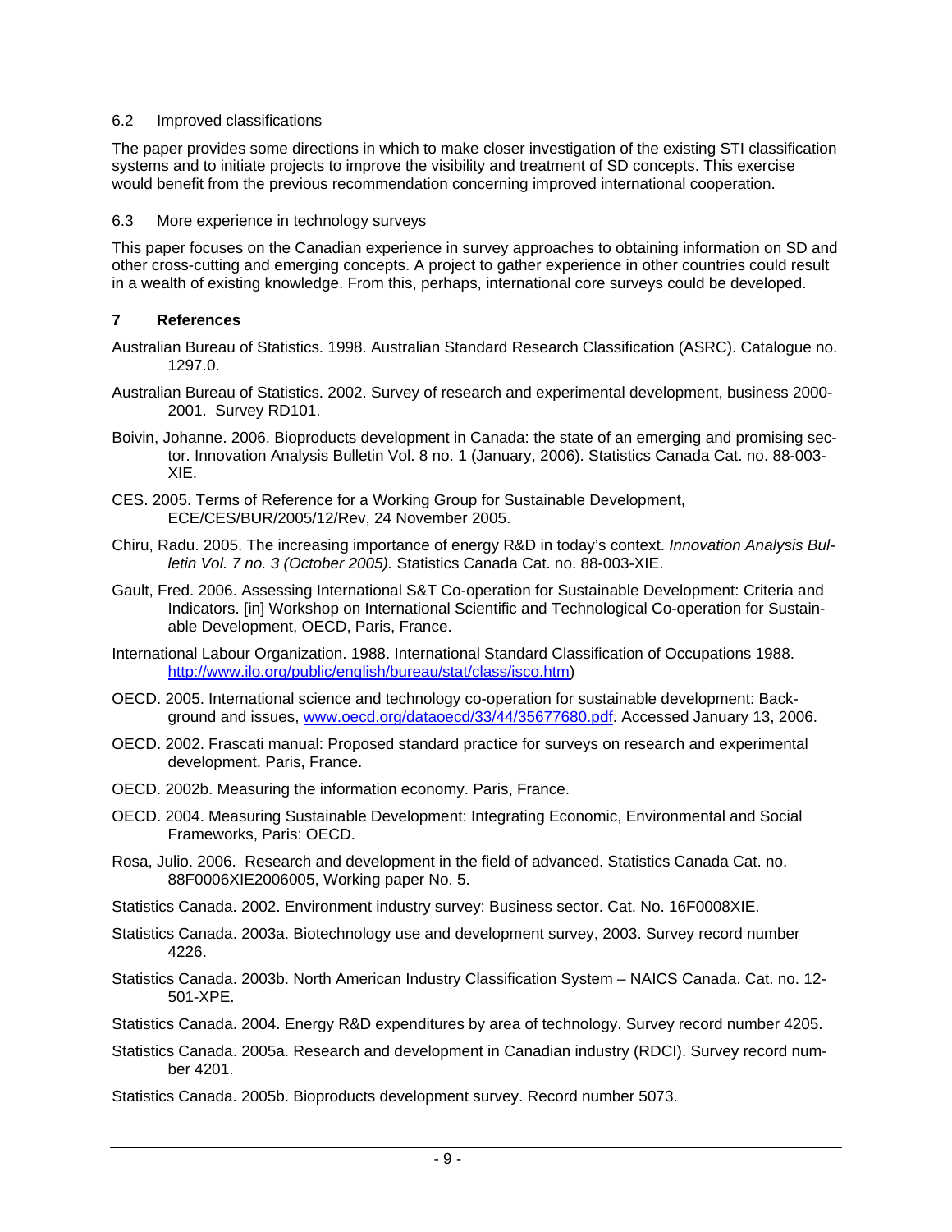### 6.2 Improved classifications

The paper provides some directions in which to make closer investigation of the existing STI classification systems and to initiate projects to improve the visibility and treatment of SD concepts. This exercise would benefit from the previous recommendation concerning improved international cooperation.

### 6.3 More experience in technology surveys

This paper focuses on the Canadian experience in survey approaches to obtaining information on SD and other cross-cutting and emerging concepts. A project to gather experience in other countries could result in a wealth of existing knowledge. From this, perhaps, international core surveys could be developed.

## 7 References

Australian Bureau of Statistics. 1998. Australian Standard Research Classification (ASRC). Catalogue no. 1297.0.

Australian Bureau of Statistics. 2002. Survey of research and experimental development, business 2000-2001. Survey RD101.

Boivin, Johanne. 2006. Bioproducts development in Canada: the state of an emerging and promising sector. Innovation Analysis Bulletin Vol. 8 no. 1 (January, 2006). Statistics Canada Cat. no. 88-003-XIE.

CES. 2005. Terms of Reference for a Working Group for Sustainable Development, ECE/CES/BUR/2005/12/Rev, 24 November 2005.

Chiru, Radu. 2005. The increasing importance of energy R&D in today's context. *Innovation Analysis Bulletin Vol. 7 no. 3 (October 2005).* Statistics Canada Cat. no. 88-003-XIE.

Gault, Fred. 2006. Assessing International S&T Co-operation for Sustainable Development: Criteria and Indicators. [in] Workshop on International Scientific and Technological Co-operation for Sustainable Development, OECD, Paris, France.

International Labour Organization. 1988. International Standard Classification of Occupations 1988. http://www.ilo.org/public/english/bureau/stat/class/isco.htm)

OECD. 2005. International science and technology co-operation for sustainable development: Background and issues, www.oecd.org/dataoecd/33/44/35677680.pdf. Accessed January 13, 2006.

OECD. 2002. Frascati manual: Proposed standard practice for surveys on research and experimental development. Paris, France.

OECD. 2002b. Measuring the information economy. Paris, France.

OECD. 2004. Measuring Sustainable Development: Integrating Economic, Environmental and Social Frameworks, Paris: OECD.

Rosa, Julio. 2006. Research and development in the field of advanced. Statistics Canada Cat. no. 88F0006XIE2006005, Working paper No. 5.

Statistics Canada. 2002. Environment industry survey: Business sector. Cat. No. 16F0008XIE.

Statistics Canada. 2003a. Biotechnology use and development survey, 2003. Survey record number 4226.

Statistics Canada. 2003b. North American Industry Classification System – NAICS Canada. Cat. no. 12-501-XPE.

Statistics Canada. 2004. Energy R&D expenditures by area of technology. Survey record number 4205.

Statistics Canada. 2005a. Research and development in Canadian industry (RDCI). Survey record number 4201.

Statistics Canada. 2005b. Bioproducts development survey. Record number 5073.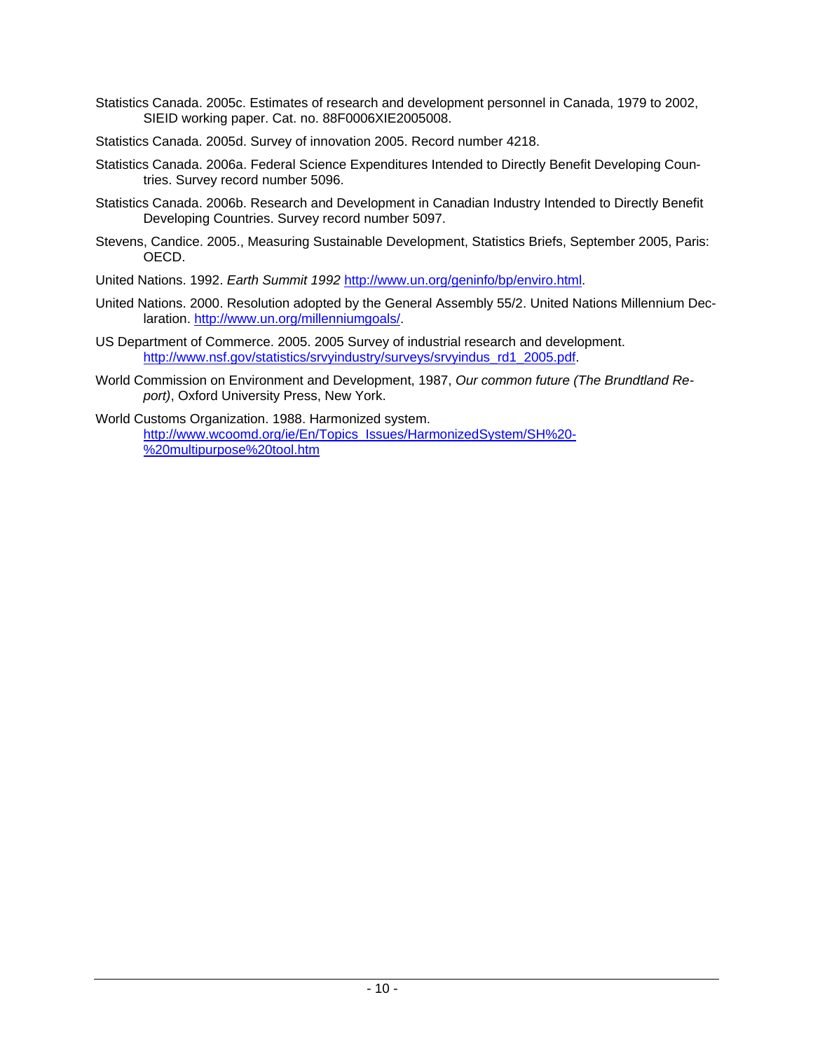Statistics Canada. 2005c. Estimates of research and development personnel in Canada, 1979 to 2002, SIEID working paper. Cat. no. 88F0006XIE2005008.

Statistics Canada. 2005d. Survey of innovation 2005. Record number 4218.

Statistics Canada. 2006a. Federal Science Expenditures Intended to Directly Benefit Developing Countries. Survey record number 5096.

Statistics Canada. 2006b. Research and Development in Canadian Industry Intended to Directly Benefit Developing Countries. Survey record number 5097.

Stevens, Candice. 2005., Measuring Sustainable Development, Statistics Briefs, September 2005, Paris: OECD.

United Nations. 1992. *Earth Summit 1992* http://www.un.org/geninfo/bp/enviro.html.

United Nations. 2000. Resolution adopted by the General Assembly 55/2. United Nations Millennium Declaration. http://www.un.org/millenniumgoals/.

US Department of Commerce. 2005. 2005 Survey of industrial research and development. http://www.nsf.gov/statistics/srvyindustry/surveys/srvyindus_rd1_2005.pdf.

World Commission on Environment and Development, 1987, *Our common future (The Brundtland Report)*, Oxford University Press, New York.

World Customs Organization. 1988. Harmonized system. http://www.wcoomd.org/ie/En/Topics_Issues/HarmonizedSystem/SH%20-%20multipurpose%20tool.htm